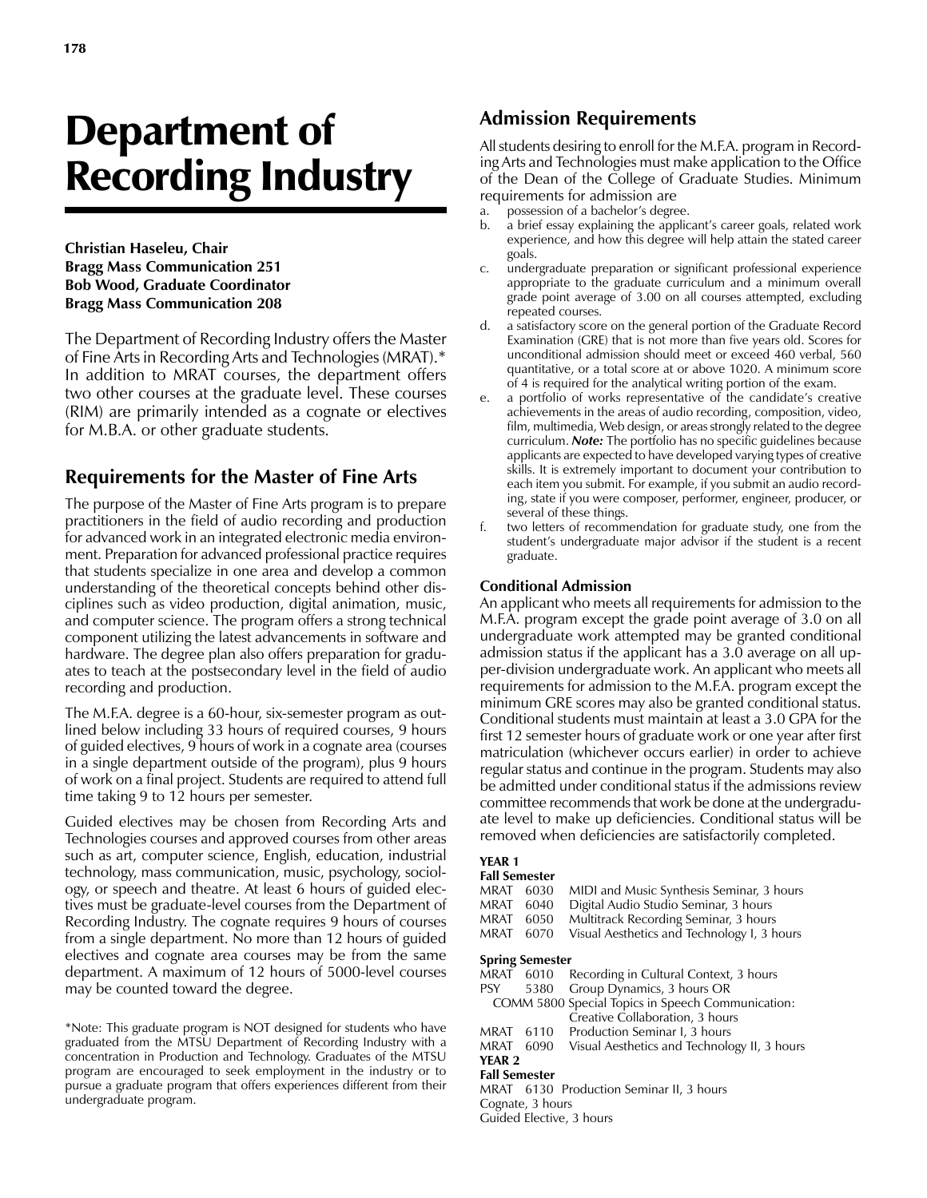# Department of Recording Industry

**Christian Haseleu, Chair**
**Bragg Mass Communication 251**
**Bob Wood, Graduate Coordinator**
**Bragg Mass Communication 208**

The Department of Recording Industry offers the Master of Fine Arts in Recording Arts and Technologies (MRAT).* In addition to MRAT courses, the department offers two other courses at the graduate level. These courses (RIM) are primarily intended as a cognate or electives for M.B.A. or other graduate students.

## Requirements for the Master of Fine Arts

The purpose of the Master of Fine Arts program is to prepare practitioners in the field of audio recording and production for advanced work in an integrated electronic media environment. Preparation for advanced professional practice requires that students specialize in one area and develop a common understanding of the theoretical concepts behind other disciplines such as video production, digital animation, music, and computer science. The program offers a strong technical component utilizing the latest advancements in software and hardware. The degree plan also offers preparation for graduates to teach at the postsecondary level in the field of audio recording and production.

The M.F.A. degree is a 60-hour, six-semester program as outlined below including 33 hours of required courses, 9 hours of guided electives, 9 hours of work in a cognate area (courses in a single department outside of the program), plus 9 hours of work on a final project. Students are required to attend full time taking 9 to 12 hours per semester.

Guided electives may be chosen from Recording Arts and Technologies courses and approved courses from other areas such as art, computer science, English, education, industrial technology, mass communication, music, psychology, sociology, or speech and theatre. At least 6 hours of guided electives must be graduate-level courses from the Department of Recording Industry. The cognate requires 9 hours of courses from a single department. No more than 12 hours of guided electives and cognate area courses may be from the same department. A maximum of 12 hours of 5000-level courses may be counted toward the degree.

*Note: This graduate program is NOT designed for students who have graduated from the MTSU Department of Recording Industry with a concentration in Production and Technology. Graduates of the MTSU program are encouraged to seek employment in the industry or to pursue a graduate program that offers experiences different from their undergraduate program.

## Admission Requirements

All students desiring to enroll for the M.F.A. program in Recording Arts and Technologies must make application to the Office of the Dean of the College of Graduate Studies. Minimum requirements for admission are

a. possession of a bachelor's degree.
b. a brief essay explaining the applicant's career goals, related work experience, and how this degree will help attain the stated career goals.
c. undergraduate preparation or significant professional experience appropriate to the graduate curriculum and a minimum overall grade point average of 3.00 on all courses attempted, excluding repeated courses.
d. a satisfactory score on the general portion of the Graduate Record Examination (GRE) that is not more than five years old. Scores for unconditional admission should meet or exceed 460 verbal, 560 quantitative, or a total score at or above 1020. A minimum score of 4 is required for the analytical writing portion of the exam.
e. a portfolio of works representative of the candidate's creative achievements in the areas of audio recording, composition, video, film, multimedia, Web design, or areas strongly related to the degree curriculum. ***Note:*** The portfolio has no specific guidelines because applicants are expected to have developed varying types of creative skills. It is extremely important to document your contribution to each item you submit. For example, if you submit an audio recording, state if you were composer, performer, engineer, producer, or several of these things.
f. two letters of recommendation for graduate study, one from the student's undergraduate major advisor if the student is a recent graduate.

### Conditional Admission

An applicant who meets all requirements for admission to the M.F.A. program except the grade point average of 3.0 on all undergraduate work attempted may be granted conditional admission status if the applicant has a 3.0 average on all upper-division undergraduate work. An applicant who meets all requirements for admission to the M.F.A. program except the minimum GRE scores may also be granted conditional status. Conditional students must maintain at least a 3.0 GPA for the first 12 semester hours of graduate work or one year after first matriculation (whichever occurs earlier) in order to achieve regular status and continue in the program. Students may also be admitted under conditional status if the admissions review committee recommends that work be done at the undergraduate level to make up deficiencies. Conditional status will be removed when deficiencies are satisfactorily completed.

**YEAR 1**
**Fall Semester**
MRAT 6030 MIDI and Music Synthesis Seminar, 3 hours
MRAT 6040 Digital Audio Studio Seminar, 3 hours
MRAT 6050 Multitrack Recording Seminar, 3 hours
MRAT 6070 Visual Aesthetics and Technology I, 3 hours

**Spring Semester**
MRAT 6010 Recording in Cultural Context, 3 hours
PSY 5380 Group Dynamics, 3 hours OR
COMM 5800 Special Topics in Speech Communication: Creative Collaboration, 3 hours
MRAT 6110 Production Seminar I, 3 hours
MRAT 6090 Visual Aesthetics and Technology II, 3 hours

**YEAR 2**
**Fall Semester**
MRAT 6130 Production Seminar II, 3 hours
Cognate, 3 hours
Guided Elective, 3 hours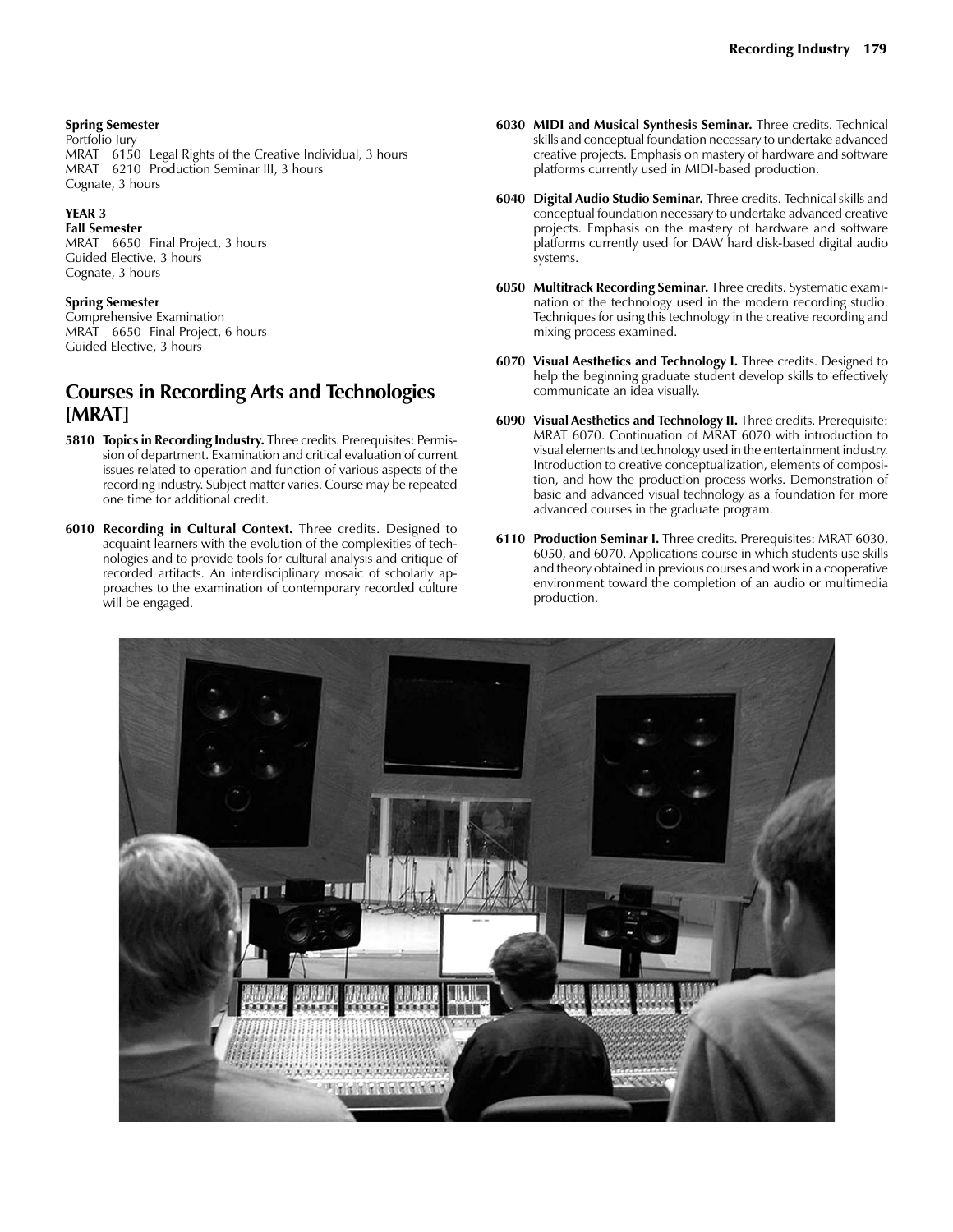**Spring Semester**
Portfolio Jury
MRAT 6150 Legal Rights of the Creative Individual, 3 hours
MRAT 6210 Production Seminar III, 3 hours
Cognate, 3 hours

**YEAR 3**
**Fall Semester**
MRAT 6650 Final Project, 3 hours
Guided Elective, 3 hours
Cognate, 3 hours

**Spring Semester**
Comprehensive Examination
MRAT 6650 Final Project, 6 hours
Guided Elective, 3 hours

## Courses in Recording Arts and Technologies [MRAT]

**5810 Topics in Recording Industry.** Three credits. Prerequisites: Permission of department. Examination and critical evaluation of current issues related to operation and function of various aspects of the recording industry. Subject matter varies. Course may be repeated one time for additional credit.

**6010 Recording in Cultural Context.** Three credits. Designed to acquaint learners with the evolution of the complexities of technologies and to provide tools for cultural analysis and critique of recorded artifacts. An interdisciplinary mosaic of scholarly approaches to the examination of contemporary recorded culture will be engaged.

**6030 MIDI and Musical Synthesis Seminar.** Three credits. Technical skills and conceptual foundation necessary to undertake advanced creative projects. Emphasis on mastery of hardware and software platforms currently used in MIDI-based production.

**6040 Digital Audio Studio Seminar.** Three credits. Technical skills and conceptual foundation necessary to undertake advanced creative projects. Emphasis on the mastery of hardware and software platforms currently used for DAW hard disk-based digital audio systems.

**6050 Multitrack Recording Seminar.** Three credits. Systematic examination of the technology used in the modern recording studio. Techniques for using this technology in the creative recording and mixing process examined.

**6070 Visual Aesthetics and Technology I.** Three credits. Designed to help the beginning graduate student develop skills to effectively communicate an idea visually.

**6090 Visual Aesthetics and Technology II.** Three credits. Prerequisite: MRAT 6070. Continuation of MRAT 6070 with introduction to visual elements and technology used in the entertainment industry. Introduction to creative conceptualization, elements of composition, and how the production process works. Demonstration of basic and advanced visual technology as a foundation for more advanced courses in the graduate program.

**6110 Production Seminar I.** Three credits. Prerequisites: MRAT 6030, 6050, and 6070. Applications course in which students use skills and theory obtained in previous courses and work in a cooperative environment toward the completion of an audio or multimedia production.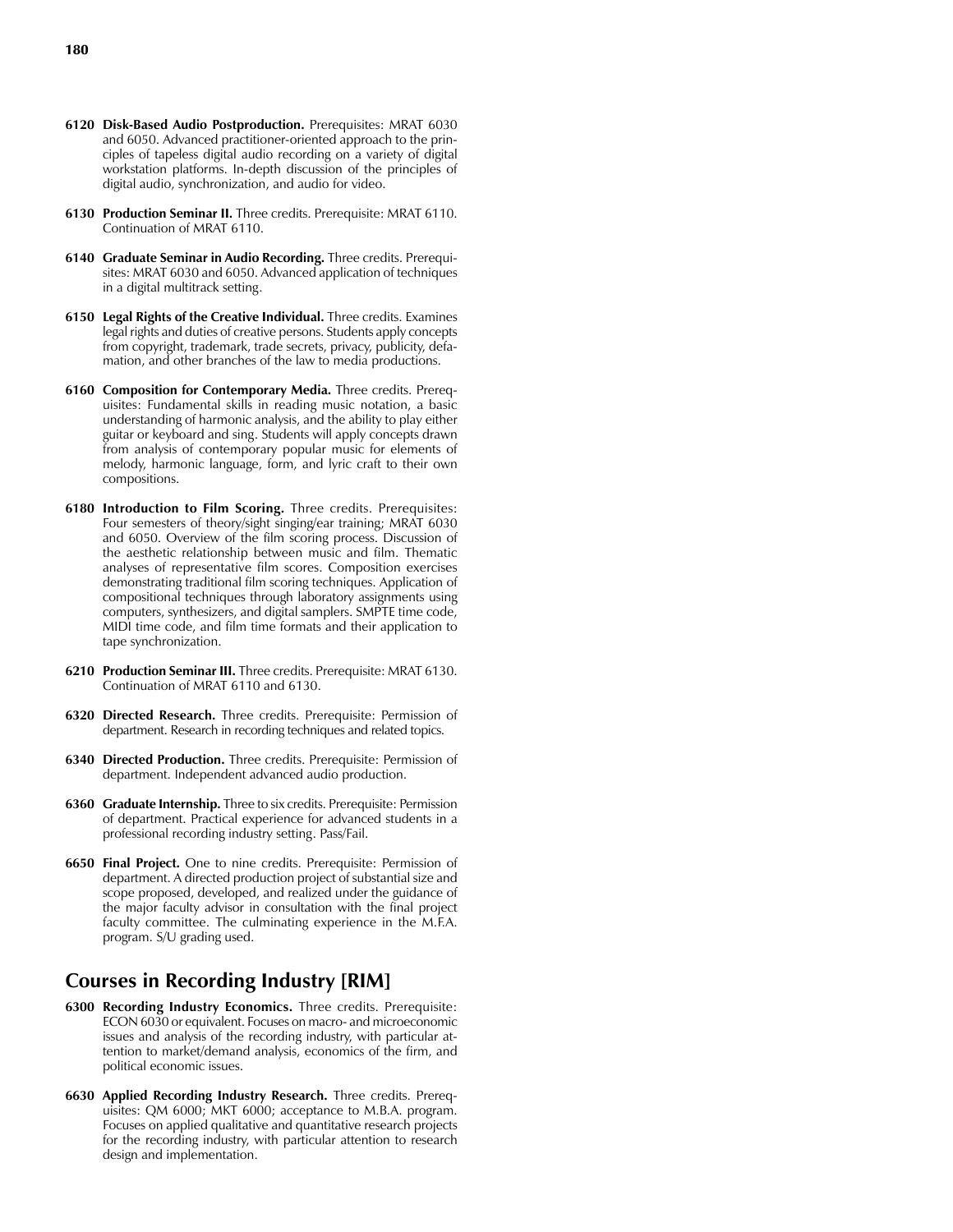**6120 Disk-Based Audio Postproduction.** Prerequisites: MRAT 6030 and 6050. Advanced practitioner-oriented approach to the principles of tapeless digital audio recording on a variety of digital workstation platforms. In-depth discussion of the principles of digital audio, synchronization, and audio for video.

**6130 Production Seminar II.** Three credits. Prerequisite: MRAT 6110. Continuation of MRAT 6110.

**6140 Graduate Seminar in Audio Recording.** Three credits. Prerequisites: MRAT 6030 and 6050. Advanced application of techniques in a digital multitrack setting.

**6150 Legal Rights of the Creative Individual.** Three credits. Examines legal rights and duties of creative persons. Students apply concepts from copyright, trademark, trade secrets, privacy, publicity, defamation, and other branches of the law to media productions.

**6160 Composition for Contemporary Media.** Three credits. Prerequisites: Fundamental skills in reading music notation, a basic understanding of harmonic analysis, and the ability to play either guitar or keyboard and sing. Students will apply concepts drawn from analysis of contemporary popular music for elements of melody, harmonic language, form, and lyric craft to their own compositions.

**6180 Introduction to Film Scoring.** Three credits. Prerequisites: Four semesters of theory/sight singing/ear training; MRAT 6030 and 6050. Overview of the film scoring process. Discussion of the aesthetic relationship between music and film. Thematic analyses of representative film scores. Composition exercises demonstrating traditional film scoring techniques. Application of compositional techniques through laboratory assignments using computers, synthesizers, and digital samplers. SMPTE time code, MIDI time code, and film time formats and their application to tape synchronization.

**6210 Production Seminar III.** Three credits. Prerequisite: MRAT 6130. Continuation of MRAT 6110 and 6130.

**6320 Directed Research.** Three credits. Prerequisite: Permission of department. Research in recording techniques and related topics.

**6340 Directed Production.** Three credits. Prerequisite: Permission of department. Independent advanced audio production.

**6360 Graduate Internship.** Three to six credits. Prerequisite: Permission of department. Practical experience for advanced students in a professional recording industry setting. Pass/Fail.

**6650 Final Project.** One to nine credits. Prerequisite: Permission of department. A directed production project of substantial size and scope proposed, developed, and realized under the guidance of the major faculty advisor in consultation with the final project faculty committee. The culminating experience in the M.F.A. program. S/U grading used.

## Courses in Recording Industry [RIM]

**6300 Recording Industry Economics.** Three credits. Prerequisite: ECON 6030 or equivalent. Focuses on macro- and microeconomic issues and analysis of the recording industry, with particular attention to market/demand analysis, economics of the firm, and political economic issues.

**6630 Applied Recording Industry Research.** Three credits. Prerequisites: QM 6000; MKT 6000; acceptance to M.B.A. program. Focuses on applied qualitative and quantitative research projects for the recording industry, with particular attention to research design and implementation.